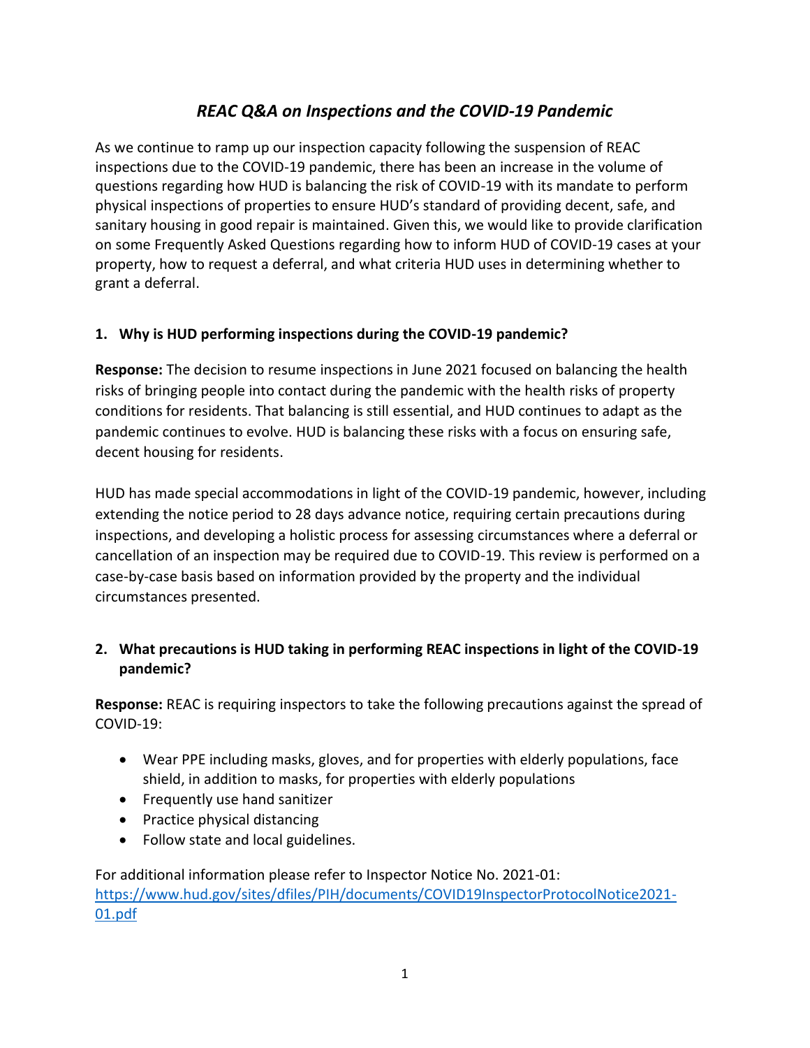# *REAC Q&A on Inspections and the COVID-19 Pandemic*

As we continue to ramp up our inspection capacity following the suspension of REAC inspections due to the COVID-19 pandemic, there has been an increase in the volume of questions regarding how HUD is balancing the risk of COVID-19 with its mandate to perform physical inspections of properties to ensure HUD's standard of providing decent, safe, and sanitary housing in good repair is maintained. Given this, we would like to provide clarification on some Frequently Asked Questions regarding how to inform HUD of COVID-19 cases at your property, how to request a deferral, and what criteria HUD uses in determining whether to grant a deferral.

**1. Why is HUD performing inspections during the COVID-19 pandemic?**

**Response:** The decision to resume inspections in June 2021 focused on balancing the health risks of bringing people into contact during the pandemic with the health risks of property conditions for residents. That balancing is still essential, and HUD continues to adapt as the pandemic continues to evolve. HUD is balancing these risks with a focus on ensuring safe, decent housing for residents.

HUD has made special accommodations in light of the COVID-19 pandemic, however, including extending the notice period to 28 days advance notice, requiring certain precautions during inspections, and developing a holistic process for assessing circumstances where a deferral or cancellation of an inspection may be required due to COVID-19. This review is performed on a case-by-case basis based on information provided by the property and the individual circumstances presented.

**2. What precautions is HUD taking in performing REAC inspections in light of the COVID-19 pandemic?**

**Response:** REAC is requiring inspectors to take the following precautions against the spread of COVID-19:

- Wear PPE including masks, gloves, and for properties with elderly populations, face shield, in addition to masks, for properties with elderly populations
- Frequently use hand sanitizer
- Practice physical distancing
- Follow state and local guidelines.

For additional information please refer to Inspector Notice No. 2021-01: [https://www.hud.gov/sites/dfiles/PIH/documents/COVID19InspectorProtocolNotice2021-01.pdf](https://www.hud.gov/sites/dfiles/PIH/documents/COVID19InspectorProtocolNotice2021-01.pdf)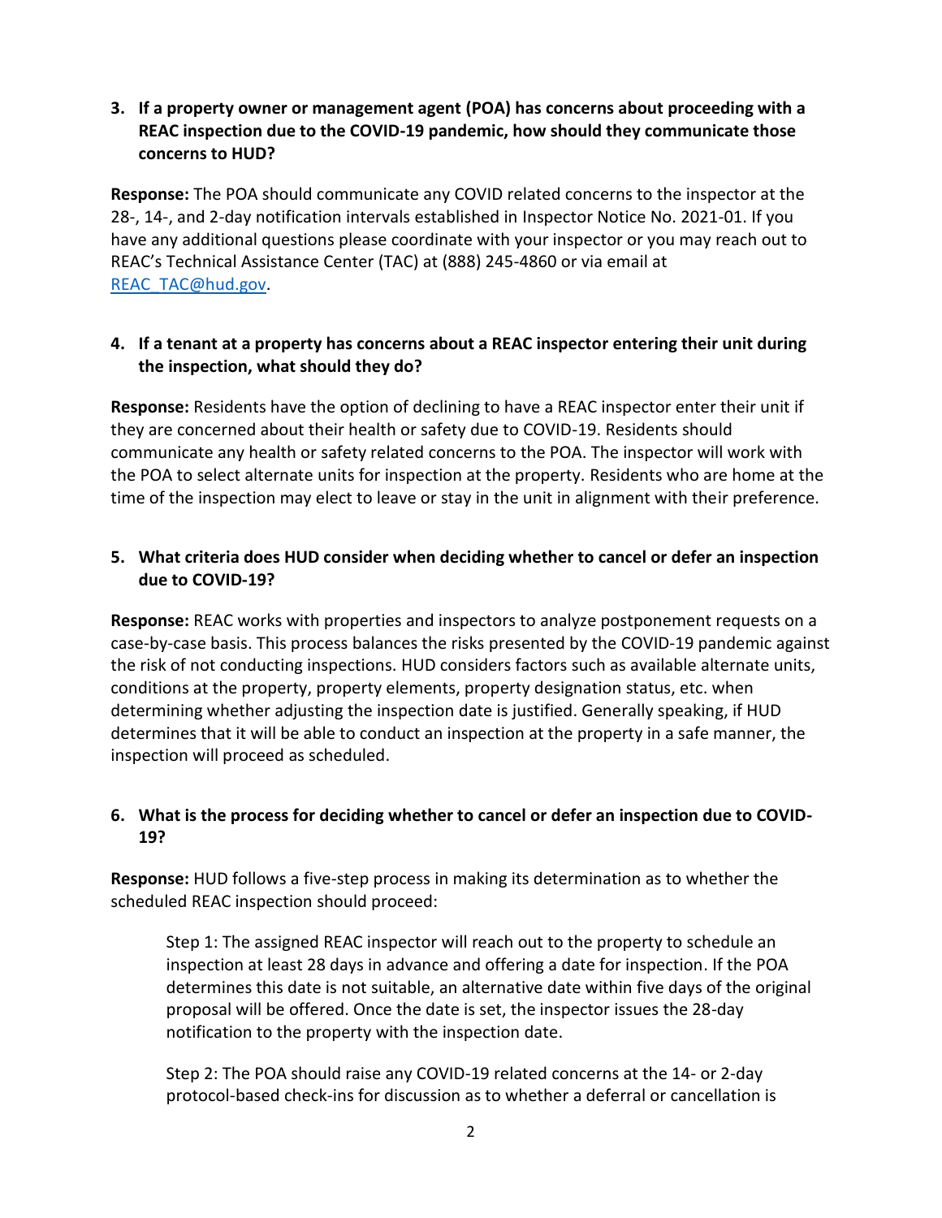3. **If a property owner or management agent (POA) has concerns about proceeding with a REAC inspection due to the COVID-19 pandemic, how should they communicate those concerns to HUD?**

**Response:** The POA should communicate any COVID related concerns to the inspector at the 28-, 14-, and 2-day notification intervals established in Inspector Notice No. 2021-01. If you have any additional questions please coordinate with your inspector or you may reach out to REAC's Technical Assistance Center (TAC) at (888) 245-4860 or via email at [REAC_TAC@hud.gov](mailto:REAC_TAC@hud.gov).

4. **If a tenant at a property has concerns about a REAC inspector entering their unit during the inspection, what should they do?**

**Response:** Residents have the option of declining to have a REAC inspector enter their unit if they are concerned about their health or safety due to COVID-19. Residents should communicate any health or safety related concerns to the POA. The inspector will work with the POA to select alternate units for inspection at the property. Residents who are home at the time of the inspection may elect to leave or stay in the unit in alignment with their preference.

5. **What criteria does HUD consider when deciding whether to cancel or defer an inspection due to COVID-19?**

**Response:** REAC works with properties and inspectors to analyze postponement requests on a case-by-case basis. This process balances the risks presented by the COVID-19 pandemic against the risk of not conducting inspections. HUD considers factors such as available alternate units, conditions at the property, property elements, property designation status, etc. when determining whether adjusting the inspection date is justified. Generally speaking, if HUD determines that it will be able to conduct an inspection at the property in a safe manner, the inspection will proceed as scheduled.

6. **What is the process for deciding whether to cancel or defer an inspection due to COVID-19?**

**Response:** HUD follows a five-step process in making its determination as to whether the scheduled REAC inspection should proceed:

> Step 1: The assigned REAC inspector will reach out to the property to schedule an inspection at least 28 days in advance and offering a date for inspection. If the POA determines this date is not suitable, an alternative date within five days of the original proposal will be offered. Once the date is set, the inspector issues the 28-day notification to the property with the inspection date.
>
> Step 2: The POA should raise any COVID-19 related concerns at the 14- or 2-day protocol-based check-ins for discussion as to whether a deferral or cancellation is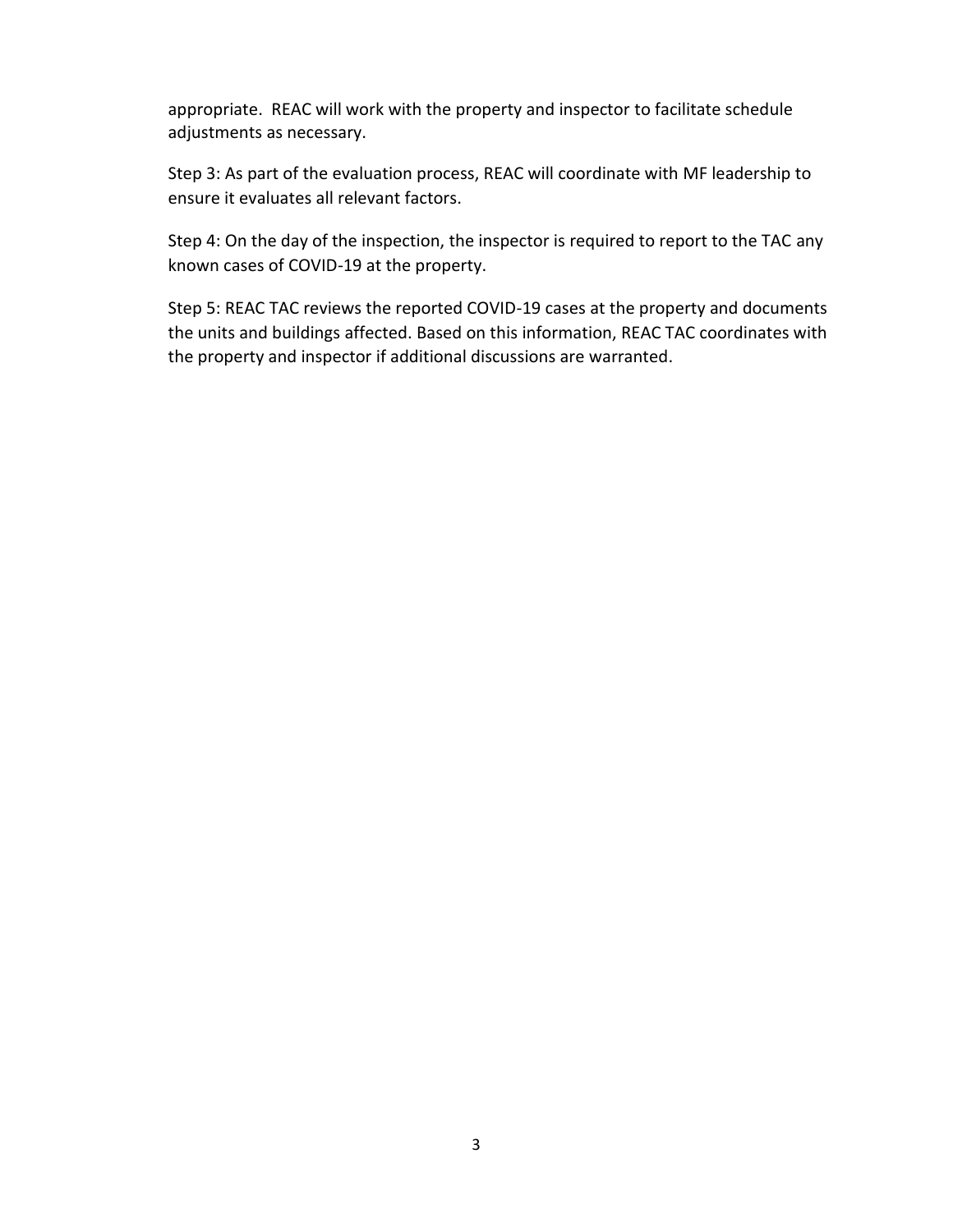appropriate. REAC will work with the property and inspector to facilitate schedule adjustments as necessary.

Step 3: As part of the evaluation process, REAC will coordinate with MF leadership to ensure it evaluates all relevant factors.

Step 4: On the day of the inspection, the inspector is required to report to the TAC any known cases of COVID-19 at the property.

Step 5: REAC TAC reviews the reported COVID-19 cases at the property and documents the units and buildings affected. Based on this information, REAC TAC coordinates with the property and inspector if additional discussions are warranted.